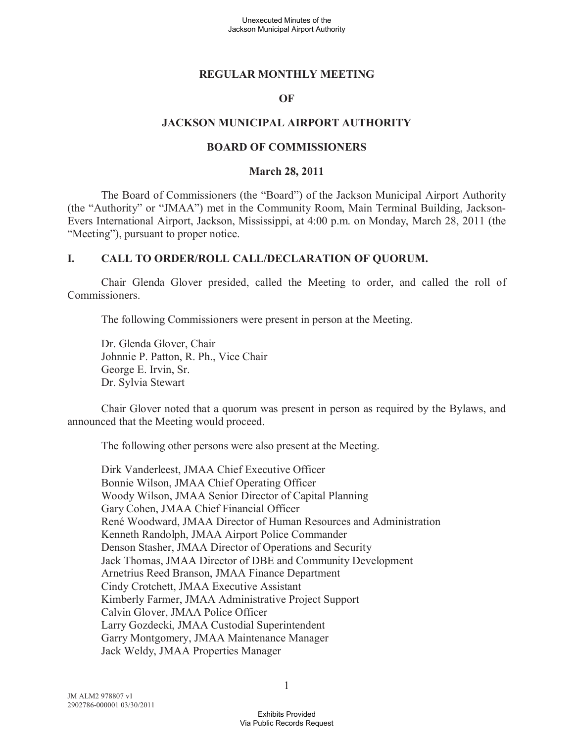# REGULAR MONTHLY MEETING

# OF

# JACKSON MUNICIPAL AIRPORT AUTHORITY

# BOARD OF COMMISSIONERS

## March 28, 2011

The Board of Commissioners (the "Board") of the Jackson Municipal Airport Authority (the "Authority" or "JMAA") met in the Community Room, Main Terminal Building, Jackson-Evers International Airport, Jackson, Mississippi, at 4:00 p.m. on Monday, March 28, 2011 (the "Meeting"), pursuant to proper notice.

## I. CALL TO ORDER/ROLL CALL/DECLARATION OF QUORUM.

Chair Glenda Glover presided, called the Meeting to order, and called the roll of Commissioners.

The following Commissioners were present in person at the Meeting.

Dr. Glenda Glover, Chair
Johnnie P. Patton, R. Ph., Vice Chair
George E. Irvin, Sr.
Dr. Sylvia Stewart

Chair Glover noted that a quorum was present in person as required by the Bylaws, and announced that the Meeting would proceed.

The following other persons were also present at the Meeting.

Dirk Vanderleest, JMAA Chief Executive Officer
Bonnie Wilson, JMAA Chief Operating Officer
Woody Wilson, JMAA Senior Director of Capital Planning
Gary Cohen, JMAA Chief Financial Officer
René Woodward, JMAA Director of Human Resources and Administration
Kenneth Randolph, JMAA Airport Police Commander
Denson Stasher, JMAA Director of Operations and Security
Jack Thomas, JMAA Director of DBE and Community Development
Arnetrius Reed Branson, JMAA Finance Department
Cindy Crotchett, JMAA Executive Assistant
Kimberly Farmer, JMAA Administrative Project Support
Calvin Glover, JMAA Police Officer
Larry Gozdecki, JMAA Custodial Superintendent
Garry Montgomery, JMAA Maintenance Manager
Jack Weldy, JMAA Properties Manager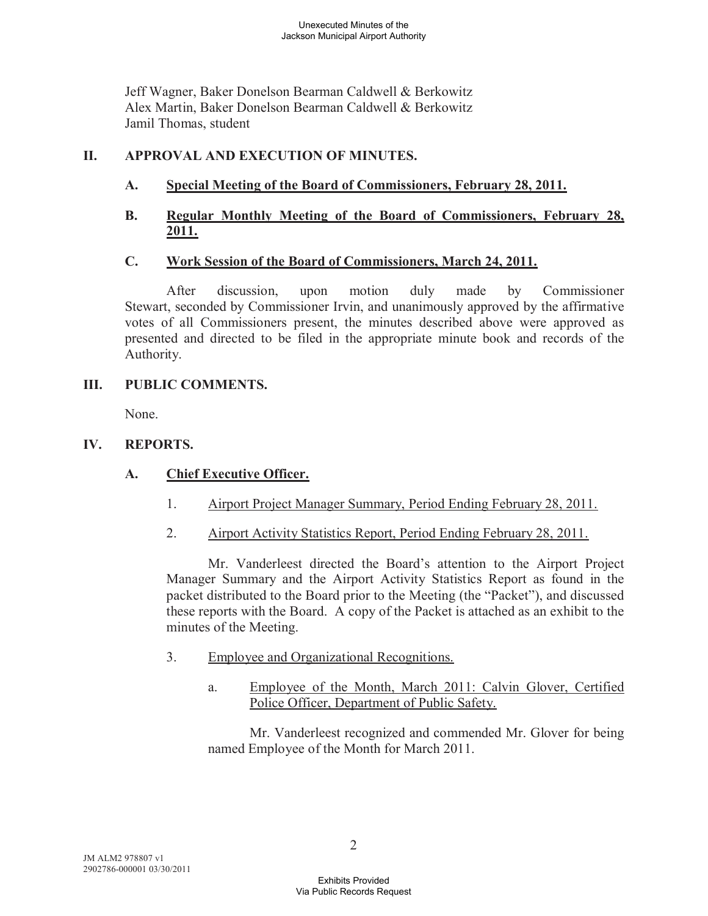Jeff Wagner, Baker Donelson Bearman Caldwell & Berkowitz
Alex Martin, Baker Donelson Bearman Caldwell & Berkowitz
Jamil Thomas, student

## II. APPROVAL AND EXECUTION OF MINUTES.

### A. Special Meeting of the Board of Commissioners, February 28, 2011.

### B. Regular Monthly Meeting of the Board of Commissioners, February 28, 2011.

### C. Work Session of the Board of Commissioners, March 24, 2011.

After discussion, upon motion duly made by Commissioner Stewart, seconded by Commissioner Irvin, and unanimously approved by the affirmative votes of all Commissioners present, the minutes described above were approved as presented and directed to be filed in the appropriate minute book and records of the Authority.

## III. PUBLIC COMMENTS.

None.

## IV. REPORTS.

### A. Chief Executive Officer.

1. Airport Project Manager Summary, Period Ending February 28, 2011.

2. Airport Activity Statistics Report, Period Ending February 28, 2011.

Mr. Vanderleest directed the Board's attention to the Airport Project Manager Summary and the Airport Activity Statistics Report as found in the packet distributed to the Board prior to the Meeting (the "Packet"), and discussed these reports with the Board. A copy of the Packet is attached as an exhibit to the minutes of the Meeting.

3. Employee and Organizational Recognitions.

   a. Employee of the Month, March 2011: Calvin Glover, Certified Police Officer, Department of Public Safety.

   Mr. Vanderleest recognized and commended Mr. Glover for being named Employee of the Month for March 2011.

JM ALM2 978807 v1
2902786-000001 03/30/2011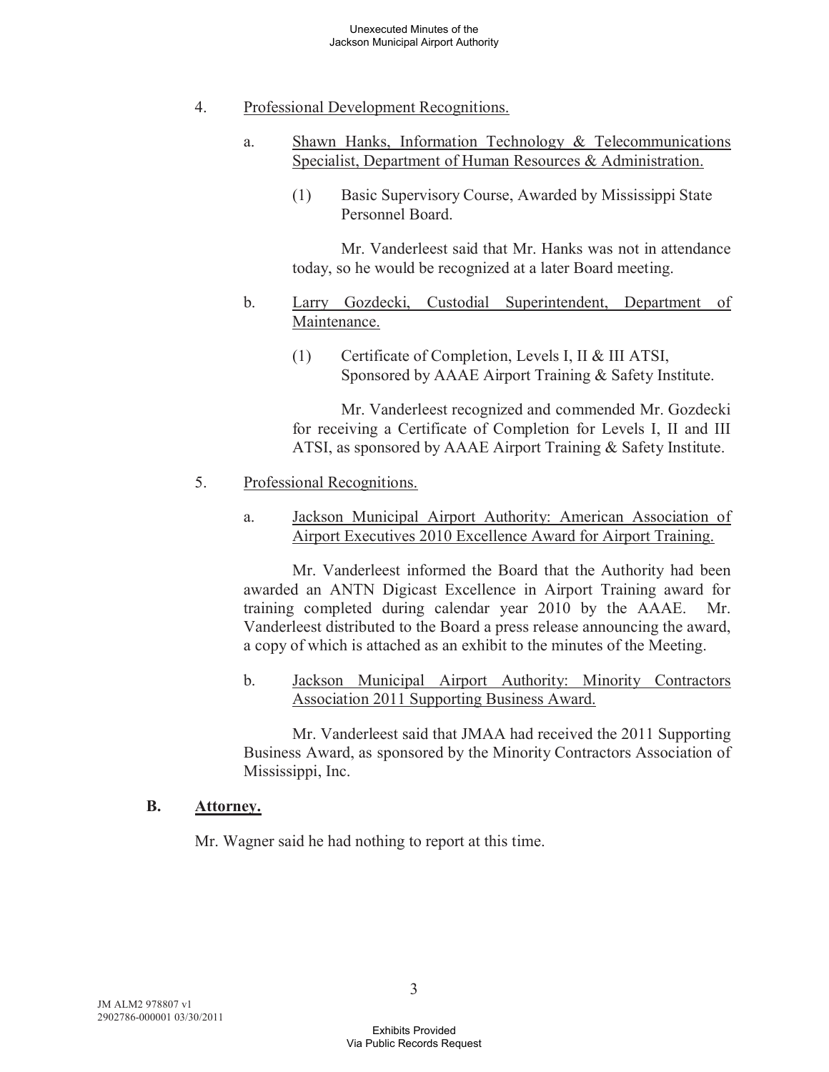4. Professional Development Recognitions.

    a. Shawn Hanks, Information Technology & Telecommunications Specialist, Department of Human Resources & Administration.

        (1) Basic Supervisory Course, Awarded by Mississippi State Personnel Board.

        Mr. Vanderleest said that Mr. Hanks was not in attendance today, so he would be recognized at a later Board meeting.

    b. Larry Gozdecki, Custodial Superintendent, Department of Maintenance.

        (1) Certificate of Completion, Levels I, II & III ATSI, Sponsored by AAAE Airport Training & Safety Institute.

        Mr. Vanderleest recognized and commended Mr. Gozdecki for receiving a Certificate of Completion for Levels I, II and III ATSI, as sponsored by AAAE Airport Training & Safety Institute.

5. Professional Recognitions.

    a. Jackson Municipal Airport Authority: American Association of Airport Executives 2010 Excellence Award for Airport Training.

    Mr. Vanderleest informed the Board that the Authority had been awarded an ANTN Digicast Excellence in Airport Training award for training completed during calendar year 2010 by the AAAE. Mr. Vanderleest distributed to the Board a press release announcing the award, a copy of which is attached as an exhibit to the minutes of the Meeting.

    b. Jackson Municipal Airport Authority: Minority Contractors Association 2011 Supporting Business Award.

    Mr. Vanderleest said that JMAA had received the 2011 Supporting Business Award, as sponsored by the Minority Contractors Association of Mississippi, Inc.

## B. Attorney.

Mr. Wagner said he had nothing to report at this time.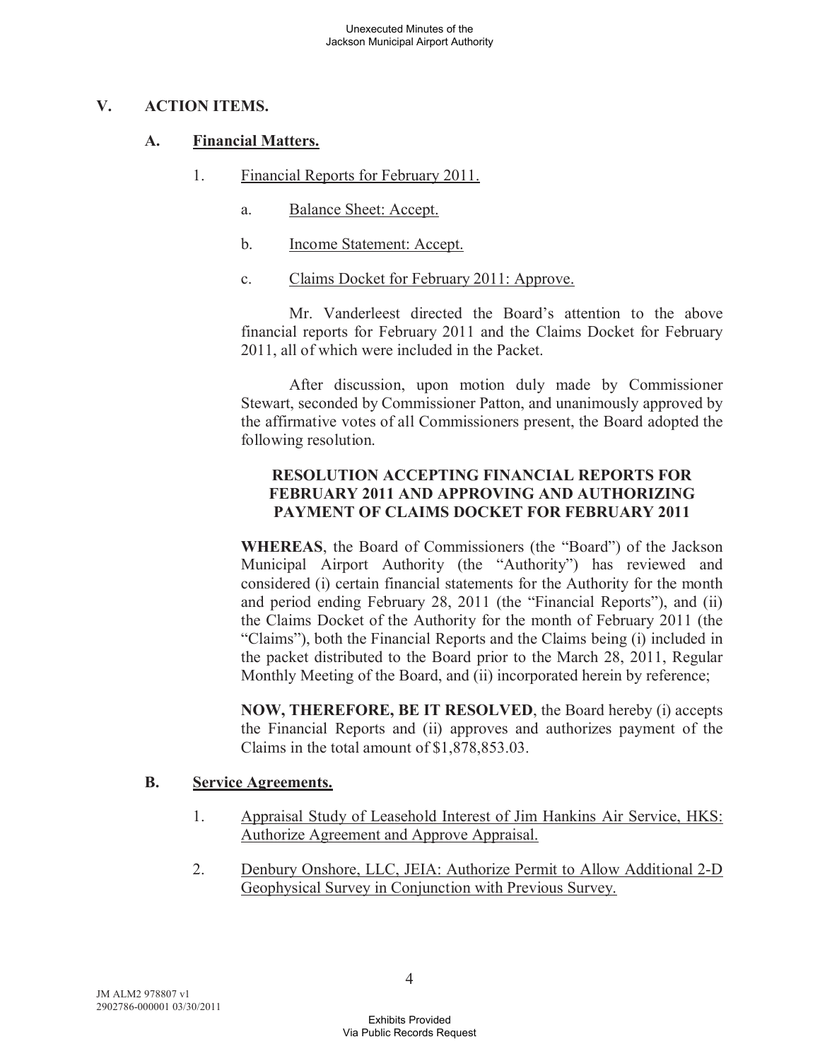## V. ACTION ITEMS.

### A. Financial Matters.

1. Financial Reports for February 2011.

   a. Balance Sheet: Accept.

   b. Income Statement: Accept.

   c. Claims Docket for February 2011: Approve.

   Mr. Vanderleest directed the Board's attention to the above financial reports for February 2011 and the Claims Docket for February 2011, all of which were included in the Packet.

   After discussion, upon motion duly made by Commissioner Stewart, seconded by Commissioner Patton, and unanimously approved by the affirmative votes of all Commissioners present, the Board adopted the following resolution.

   **RESOLUTION ACCEPTING FINANCIAL REPORTS FOR FEBRUARY 2011 AND APPROVING AND AUTHORIZING PAYMENT OF CLAIMS DOCKET FOR FEBRUARY 2011**

   **WHEREAS**, the Board of Commissioners (the "Board") of the Jackson Municipal Airport Authority (the "Authority") has reviewed and considered (i) certain financial statements for the Authority for the month and period ending February 28, 2011 (the "Financial Reports"), and (ii) the Claims Docket of the Authority for the month of February 2011 (the "Claims"), both the Financial Reports and the Claims being (i) included in the packet distributed to the Board prior to the March 28, 2011, Regular Monthly Meeting of the Board, and (ii) incorporated herein by reference;

   **NOW, THEREFORE, BE IT RESOLVED**, the Board hereby (i) accepts the Financial Reports and (ii) approves and authorizes payment of the Claims in the total amount of $1,878,853.03.

### B. Service Agreements.

1. Appraisal Study of Leasehold Interest of Jim Hankins Air Service, HKS: Authorize Agreement and Approve Appraisal.

2. Denbury Onshore, LLC, JEIA: Authorize Permit to Allow Additional 2-D Geophysical Survey in Conjunction with Previous Survey.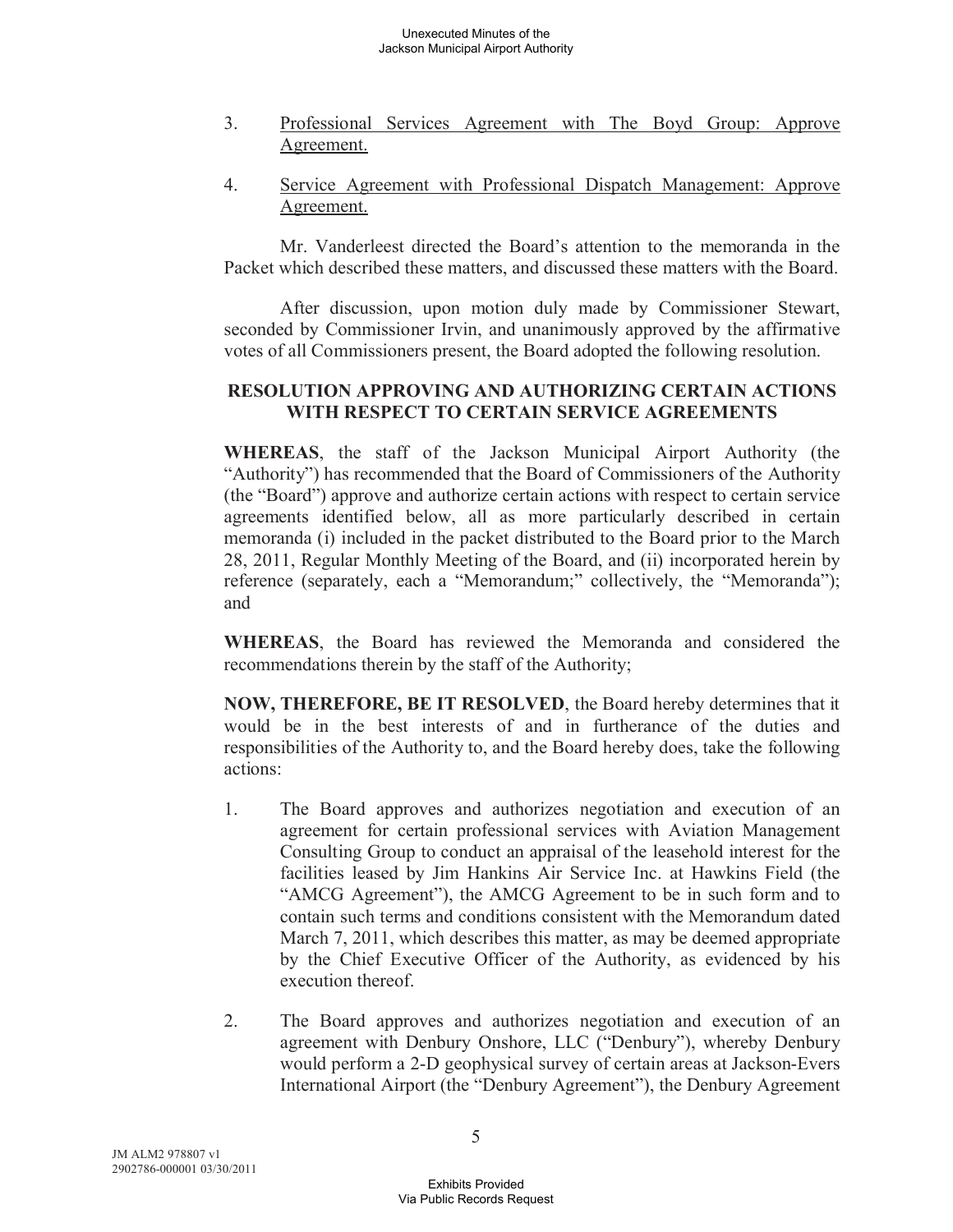3. <u>Professional Services Agreement with The Boyd Group: Approve Agreement.</u>

4. <u>Service Agreement with Professional Dispatch Management: Approve Agreement.</u>

Mr. Vanderleest directed the Board's attention to the memoranda in the Packet which described these matters, and discussed these matters with the Board.

After discussion, upon motion duly made by Commissioner Stewart, seconded by Commissioner Irvin, and unanimously approved by the affirmative votes of all Commissioners present, the Board adopted the following resolution.

**RESOLUTION APPROVING AND AUTHORIZING CERTAIN ACTIONS WITH RESPECT TO CERTAIN SERVICE AGREEMENTS**

**WHEREAS**, the staff of the Jackson Municipal Airport Authority (the "Authority") has recommended that the Board of Commissioners of the Authority (the "Board") approve and authorize certain actions with respect to certain service agreements identified below, all as more particularly described in certain memoranda (i) included in the packet distributed to the Board prior to the March 28, 2011, Regular Monthly Meeting of the Board, and (ii) incorporated herein by reference (separately, each a "Memorandum;" collectively, the "Memoranda"); and

**WHEREAS**, the Board has reviewed the Memoranda and considered the recommendations therein by the staff of the Authority;

**NOW, THEREFORE, BE IT RESOLVED**, the Board hereby determines that it would be in the best interests of and in furtherance of the duties and responsibilities of the Authority to, and the Board hereby does, take the following actions:

1. The Board approves and authorizes negotiation and execution of an agreement for certain professional services with Aviation Management Consulting Group to conduct an appraisal of the leasehold interest for the facilities leased by Jim Hankins Air Service Inc. at Hawkins Field (the "AMCG Agreement"), the AMCG Agreement to be in such form and to contain such terms and conditions consistent with the Memorandum dated March 7, 2011, which describes this matter, as may be deemed appropriate by the Chief Executive Officer of the Authority, as evidenced by his execution thereof.

2. The Board approves and authorizes negotiation and execution of an agreement with Denbury Onshore, LLC ("Denbury"), whereby Denbury would perform a 2-D geophysical survey of certain areas at Jackson-Evers International Airport (the "Denbury Agreement"), the Denbury Agreement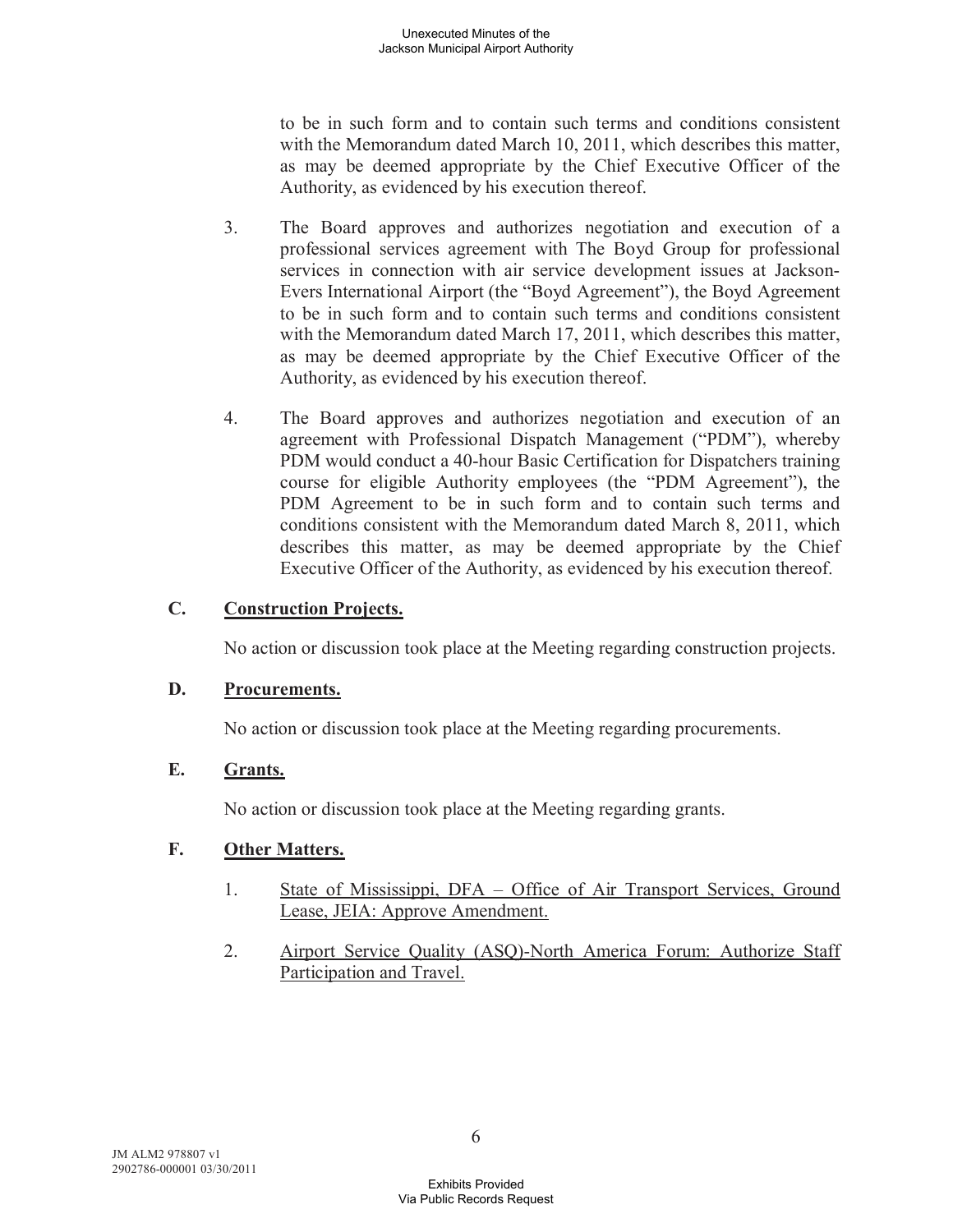to be in such form and to contain such terms and conditions consistent with the Memorandum dated March 10, 2011, which describes this matter, as may be deemed appropriate by the Chief Executive Officer of the Authority, as evidenced by his execution thereof.

3. The Board approves and authorizes negotiation and execution of a professional services agreement with The Boyd Group for professional services in connection with air service development issues at Jackson-Evers International Airport (the "Boyd Agreement"), the Boyd Agreement to be in such form and to contain such terms and conditions consistent with the Memorandum dated March 17, 2011, which describes this matter, as may be deemed appropriate by the Chief Executive Officer of the Authority, as evidenced by his execution thereof.

4. The Board approves and authorizes negotiation and execution of an agreement with Professional Dispatch Management ("PDM"), whereby PDM would conduct a 40-hour Basic Certification for Dispatchers training course for eligible Authority employees (the "PDM Agreement"), the PDM Agreement to be in such form and to contain such terms and conditions consistent with the Memorandum dated March 8, 2011, which describes this matter, as may be deemed appropriate by the Chief Executive Officer of the Authority, as evidenced by his execution thereof.

### C. Construction Projects.

No action or discussion took place at the Meeting regarding construction projects.

### D. Procurements.

No action or discussion took place at the Meeting regarding procurements.

### E. Grants.

No action or discussion took place at the Meeting regarding grants.

### F. Other Matters.

1. State of Mississippi, DFA – Office of Air Transport Services, Ground Lease, JEIA: Approve Amendment.

2. Airport Service Quality (ASQ)-North America Forum: Authorize Staff Participation and Travel.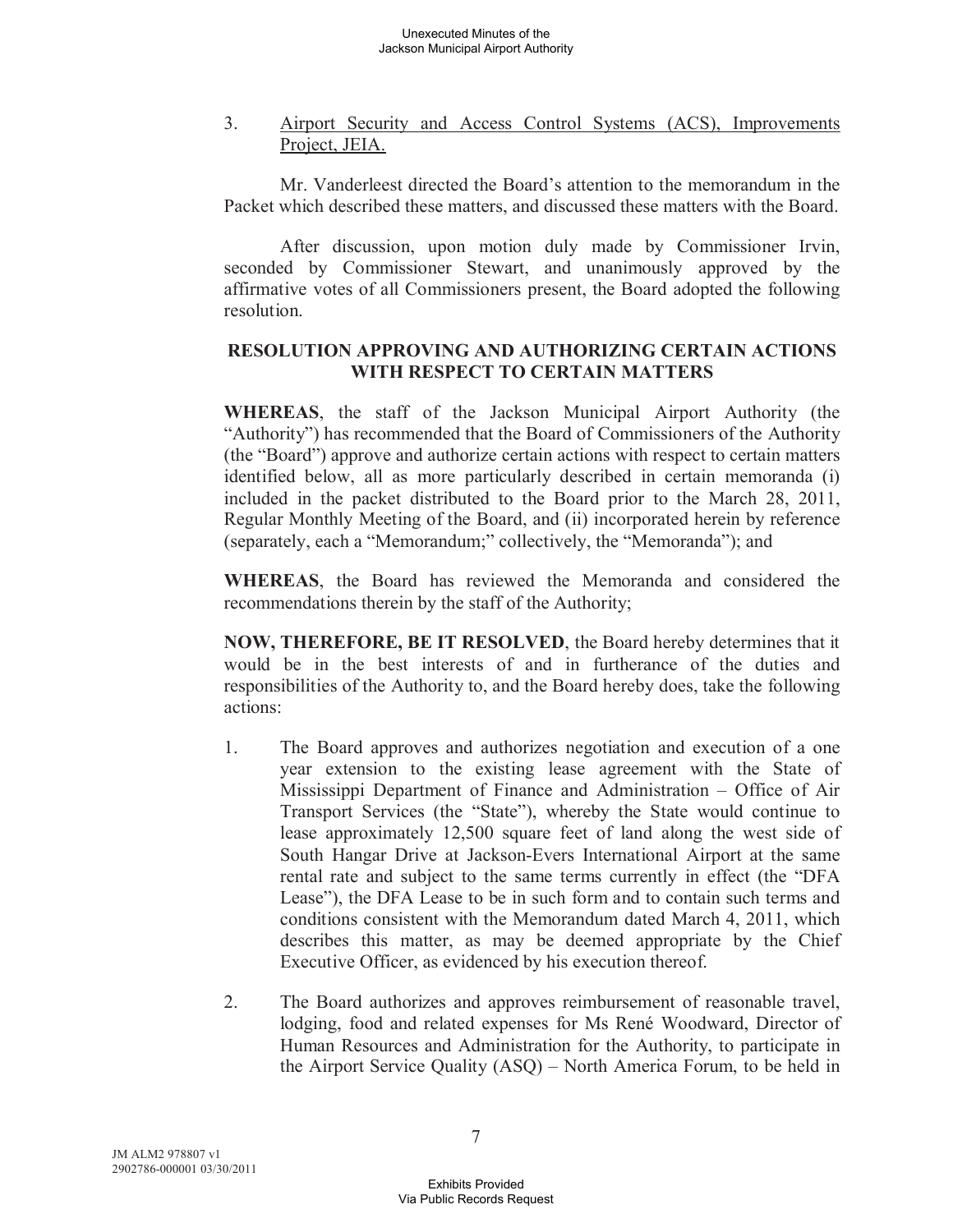3. Airport Security and Access Control Systems (ACS), Improvements Project, JEIA.

Mr. Vanderleest directed the Board's attention to the memorandum in the Packet which described these matters, and discussed these matters with the Board.

After discussion, upon motion duly made by Commissioner Irvin, seconded by Commissioner Stewart, and unanimously approved by the affirmative votes of all Commissioners present, the Board adopted the following resolution.

**RESOLUTION APPROVING AND AUTHORIZING CERTAIN ACTIONS WITH RESPECT TO CERTAIN MATTERS**

**WHEREAS**, the staff of the Jackson Municipal Airport Authority (the "Authority") has recommended that the Board of Commissioners of the Authority (the "Board") approve and authorize certain actions with respect to certain matters identified below, all as more particularly described in certain memoranda (i) included in the packet distributed to the Board prior to the March 28, 2011, Regular Monthly Meeting of the Board, and (ii) incorporated herein by reference (separately, each a "Memorandum;" collectively, the "Memoranda"); and

**WHEREAS**, the Board has reviewed the Memoranda and considered the recommendations therein by the staff of the Authority;

**NOW, THEREFORE, BE IT RESOLVED**, the Board hereby determines that it would be in the best interests of and in furtherance of the duties and responsibilities of the Authority to, and the Board hereby does, take the following actions:

1. The Board approves and authorizes negotiation and execution of a one year extension to the existing lease agreement with the State of Mississippi Department of Finance and Administration – Office of Air Transport Services (the "State"), whereby the State would continue to lease approximately 12,500 square feet of land along the west side of South Hangar Drive at Jackson-Evers International Airport at the same rental rate and subject to the same terms currently in effect (the "DFA Lease"), the DFA Lease to be in such form and to contain such terms and conditions consistent with the Memorandum dated March 4, 2011, which describes this matter, as may be deemed appropriate by the Chief Executive Officer, as evidenced by his execution thereof.

2. The Board authorizes and approves reimbursement of reasonable travel, lodging, food and related expenses for Ms René Woodward, Director of Human Resources and Administration for the Authority, to participate in the Airport Service Quality (ASQ) – North America Forum, to be held in

JM ALM2 978807 v1
2902786-000001 03/30/2011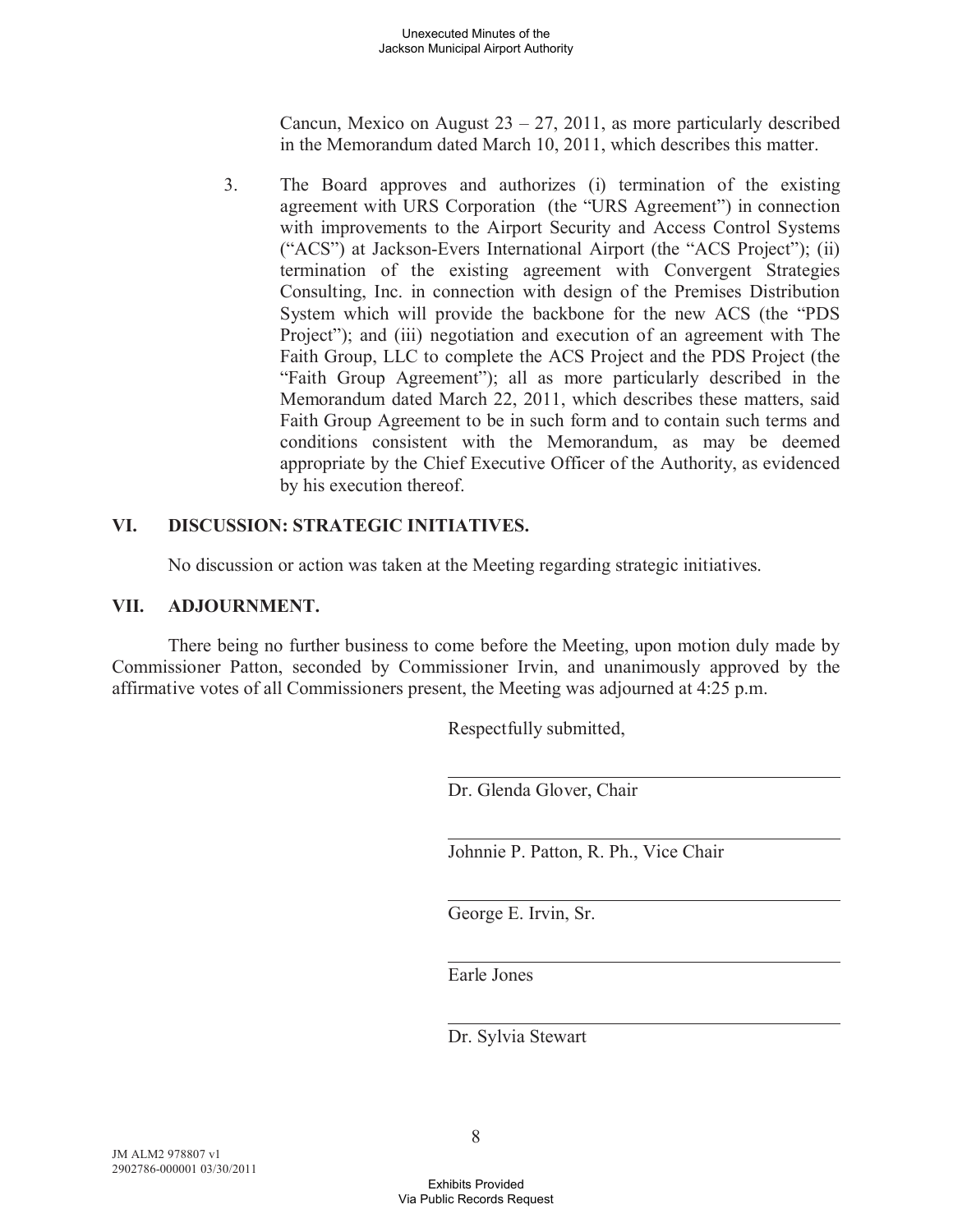Cancun, Mexico on August 23 – 27, 2011, as more particularly described in the Memorandum dated March 10, 2011, which describes this matter.

3. The Board approves and authorizes (i) termination of the existing agreement with URS Corporation (the "URS Agreement") in connection with improvements to the Airport Security and Access Control Systems ("ACS") at Jackson-Evers International Airport (the "ACS Project"); (ii) termination of the existing agreement with Convergent Strategies Consulting, Inc. in connection with design of the Premises Distribution System which will provide the backbone for the new ACS (the "PDS Project"); and (iii) negotiation and execution of an agreement with The Faith Group, LLC to complete the ACS Project and the PDS Project (the "Faith Group Agreement"); all as more particularly described in the Memorandum dated March 22, 2011, which describes these matters, said Faith Group Agreement to be in such form and to contain such terms and conditions consistent with the Memorandum, as may be deemed appropriate by the Chief Executive Officer of the Authority, as evidenced by his execution thereof.

## VI. DISCUSSION: STRATEGIC INITIATIVES.

No discussion or action was taken at the Meeting regarding strategic initiatives.

## VII. ADJOURNMENT.

There being no further business to come before the Meeting, upon motion duly made by Commissioner Patton, seconded by Commissioner Irvin, and unanimously approved by the affirmative votes of all Commissioners present, the Meeting was adjourned at 4:25 p.m.

Respectfully submitted,

\_\_\_\_\_\_\_\_\_\_\_\_\_\_\_\_\_\_\_\_\_\_\_\_\_\_\_\_\_\_\_\_\_\_\_\_

Dr. Glenda Glover, Chair

\_\_\_\_\_\_\_\_\_\_\_\_\_\_\_\_\_\_\_\_\_\_\_\_\_\_\_\_\_\_\_\_\_\_\_\_

Johnnie P. Patton, R. Ph., Vice Chair

\_\_\_\_\_\_\_\_\_\_\_\_\_\_\_\_\_\_\_\_\_\_\_\_\_\_\_\_\_\_\_\_\_\_\_\_

George E. Irvin, Sr.

\_\_\_\_\_\_\_\_\_\_\_\_\_\_\_\_\_\_\_\_\_\_\_\_\_\_\_\_\_\_\_\_\_\_\_\_

Earle Jones

\_\_\_\_\_\_\_\_\_\_\_\_\_\_\_\_\_\_\_\_\_\_\_\_\_\_\_\_\_\_\_\_\_\_\_\_

Dr. Sylvia Stewart

JM ALM2 978807 v1
2902786-000001 03/30/2011